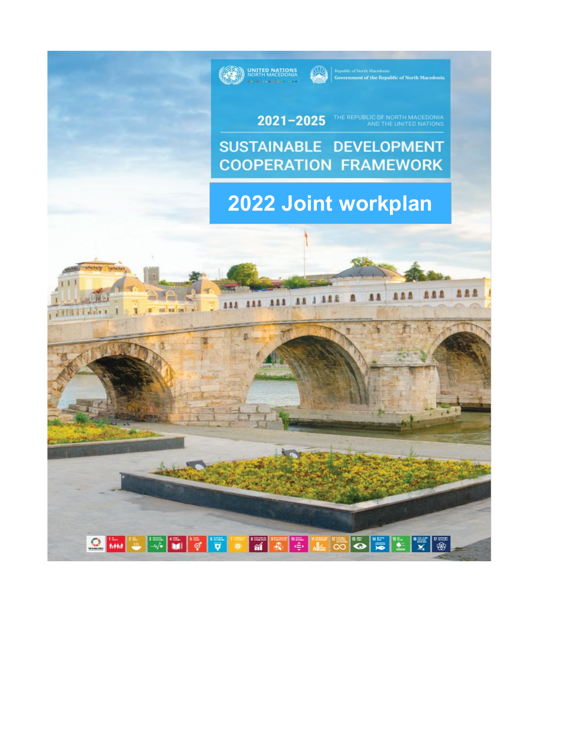UNITED NATIONS
NORTH MACEDONIA

Republic of North Macedonia
Government of the Republic of North Macedonia

2021–2025 THE REPUBLIC OF NORTH MACEDONIA AND THE UNITED NATIONS

# SUSTAINABLE DEVELOPMENT COOPERATION FRAMEWORK

# 2022 Joint workplan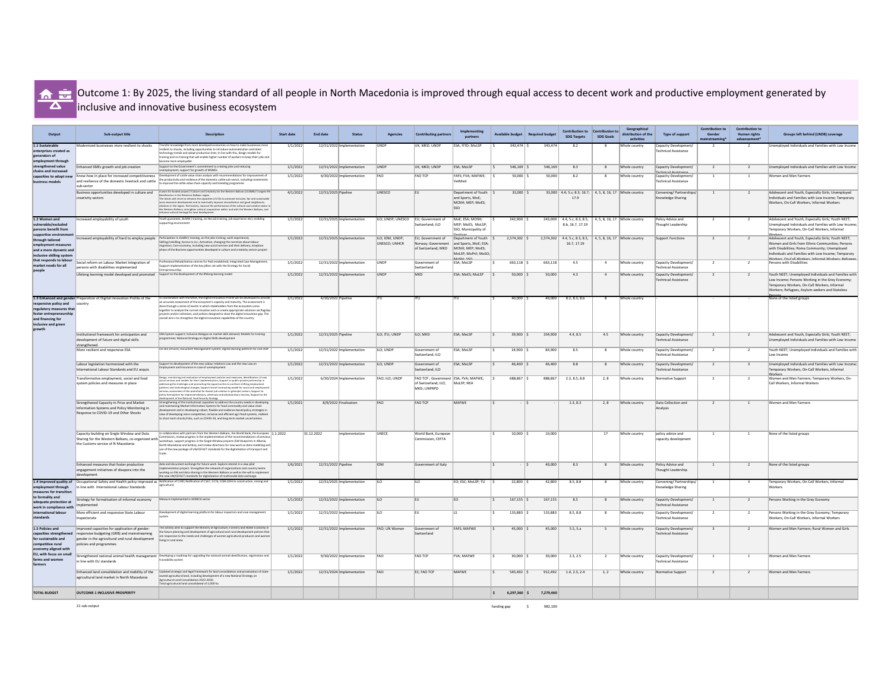# Outcome 1: By 2025, the living standard of all people in North Macedonia is improved through equal access to decent work and productive employment generated by inclusive and innovative business ecosystem

| Output | Sub-output title | Description | Start date | End date | Status | Agencies | Contributing partners | Implementing partners | Available budget | Required budget | Contribution to SDG Targets | Contribution to SDG Goals | Geographical distribution of the activities | Type of support | Contribution to Gender mainstreaming* | Contribution to Human rights advancement* | Groups left behind (LNOB) coverage |
|---|---|---|---|---|---|---|---|---|---|---|---|---|---|---|---|---|---|
| 1.1 Sustainable enterprises created as generators of employment through strengthened value chains and increased capacities to adopt new business models | Modernized businesses more resilient to shocks | Transfer knowledge from more developed economies on how to make businesses more resilient to shocks, including opportunities to introduce automatization and latest technology trends and adopt production lines; In line with this, design models for training and re-training that will enable higher number of workers to keep their jobs and become more employable | 1/1/2022 | 12/31/2022 | Implementation | UNDP | UK; MKD; UNDP | ESA; FITD; MoLSP | $ 343,474 | $ 343,474 | 8.2 | 8 | Whole country | Capacity Development/ Technical Assistance | 2 | 2 | Unemployed Individuals and Families with Low Income |
| | Enhanced SMEs growth and job creation | Support to the Government's commitment to creating jobs and reducing unemployment; support for growth of MSMEs | 1/1/2022 | 12/31/2022 | Implementation | UNDP | UK; MKD; UNDP | ESA; MoLSP | $ 546,169 | $ 546,169 | 8.3 | 8 | Whole country | Capacity Development/ Technical Assistance | 2 | 2 | Unemployed Individuals and Families with Low Income |
| | Know-how in place for increased competitiveness and resilience of the domestic livestock and cattle sub-sector | Development of cattle value chain analysis with recommendations for improvement of the productivity and resilience of the domestic cattle sub-sector, including investments to improve the cattle value chain capacity and breeding programme | 1/1/2022 | 6/30/2022 | Implementation | FAO | FAO TCP | FAFS; FVA; MAFWE; VetMed | $ 50,000 | $ 50,000 | 8.2 | 8 | Whole country | Capacity Development/ Technical Assistance | 1 | 1 | Women and Men Farmers |
| | Business opportunities developed in culture and creativity sectors | 4-years EU funded project ("Culture and Creativity for the Western Balkans (CC4WBs)") Beneficiaries is the Western Balkans region. The Action will strive to enhance the capacities of CCIs to promote inclusive, fair and sustainable socio-economic development and to eventually improve reconciliation and good neighbourly relations in the region. Particularly, improve the performance of the cultural and creative sector in the Western Balkans; strengthen cultural cooperation within and with the Western Balkans; and enhance cultural heritage for local development. | 4/1/2022 | 12/31/2025 | Pipeline | UNESCO | EU | Department of Youth and Sports, MoE; MCNH; MEP; MoES; SSO | $ 33,000 | $ 33,000 | 4.4; 5.c; 8.3; 16.7; 17.9 | 4, 5, 8, 16, 17 | Whole country | Convening/ Partnerships/ Knowledge Sharing | 1 | 2 | Adolescent and Youth, Especially Girls; Unemployed Individuals and Families with Low Income; Temporary Workers, On-Call Workers, Informal Workers |
| 1.2 Women and vulnerable/excluded persons benefit from supportive environment through tailored employment measures and a more dynamic and inclusive skilling system that responds to labour market needs for all people | Increased employability of youth | Youth guarantee, ALMM ( training, on the job training, job experience etc), enabling supporting environment | 1/1/2022 | 12/31/2025 | Implementation | ILO; UNDP; UNESCO | EU; Government of Switzerland; ILO | MoE; ESA; MCNH; MEP; MoES; MoLSP; SSO, Municipality of Gostivar | $ 242,900 | $ 243,000 | 4.4, 5.c, 8.3, 8.5, 8.b, 16.7, 17.19 | 4, 5, 8, 16, 17 | Whole country | Policy Advice and Thought Leadership | 2 | 2 | Adolescent and Youth, Especially Girls; Youth NEET; Unemployed Individuals and Families with Low Income; Temporary Workers, On-Call Workers, Informal Workers |
| | Increased employability of hard to employ people | Participation in ALMM ( training, on the jobs training, work experience); Skilling/reskilling; Access to LLL; Activation; changing the narrative about labour migration; Care economy, including new social services and their delivery; inception phase of the Business opportunities developed in culture and creativity sectors project | 1/1/2022 | 12/31/2025 | Implementation | ILO; IOM; UNDP; UNESCO; UNHCR | EU; Government of Norway; Government of Switzerland; MKD | Department of Youth and Sports, MoE; ESA; MCNH; MEP; MoES; MoLSP; MoPril; MoSD; MoSN; SSO | $ 2,574,302 | $ 2,574,302 | 4.4, 5.c, 8.3, 8.5, 16.7, 17.19 | 4, 5, 8, 16, 17 | Whole country | Support Functions | 2 | 2 | Adolescent and Youth, Especially Girls; Youth NEET; Women and Girls from Ethnic Communities; Persons with Disabilities; Roma Community; Unemployed Individuals and Families with Low Income; Temporary Workers, On-Call Workers, Informal Workers; Refugees |
| | Social reform on Labour Market Integration of persons with disabilities implemented | Professional Rehabilitation centres for PwD established; Integrated Case Management; Support implementation of the key pillars set with the Strategy for Social Entrepreneurship | 1/1/2022 | 12/31/2022 | Implementation | UNDP | Government of Switzerland | ESA; MoLSP | $ 663,118 | $ 663,118 | 4.5 | 4 | Whole country | Capacity Development/ Technical Assistance | 2 | 2 | Persons with Disabilities |
| | Lifelong learning model developed and promoted | Support to the development of the lifelong learning model | 1/1/2022 | 12/31/2022 | Implementation | UNDP | MKD | ESA; MoES; MoLSP | $ 50,000 | $ 50,000 | 4.3 | 4 | Whole country | Capacity Development/ Technical Assistance | 2 | 2 | Youth NEET; Unemployed Individuals and Families with Low Income; Persons Working in the Grey Economy; Temporary Workers, On-Call Workers, Informal Workers; Refugees, Asylum-seekers and Stateless Persons |
| 1.3 Enhanced and gender responsive policy and regulatory measures that foster entrepreneurship and financing for inclusive and green growth | Preparation of Digital Innovation Profile of the country | In coordination with the MISA, the Digital Innovation Profile will be developed to provide an accurate assessment of the ecosystem's capacity and maturity. The assessment is done through a series of events in which stakeholders from the ecosystem come together to analyze the current situation and co-create appropriate solutions via flagship projects and/or initiatives, and policies designed to close the digital innovation gap. The overall aim is to strengthen the digital innovation capabilities of the country. | 2/1/2022 | 4/30/2022 | Pipeline | ITU | ITU | ITU | $ 40,000 | $ 40,000 | 8.2, 8.3, 8.b | 8 | Whole country | | - | - | None of the listed groups |
| | Institutional framework for anticipation and development of future and digital skills strengthened | SNA System support; Inclusive dialogue on market skills demand; Models for training programmes; National Strategy on Digital Skills development | 1/1/2022 | 12/31/2025 | Pipeline | ILO; ITU; UNDP | ILO; MKD | ESA; MoLSP | $ 39,900 | $ 334,900 | 4.4, 8.5 | 4.5 | Whole country | Capacity Development/ Technical Assistance | 2 | 2 | Adolescent and Youth, Especially Girls; Youth NEET; Unemployed Individuals and Families with Low Income |
| | More resilient and responsive ESA | On-line services; Document Management System; Digital learning platform for ESA staff | 1/1/2022 | 12/31/2022 | Implementation | ILO; UNDP | Government of Switzerland; ILO | ESA; MoLSP | $ 24,900 | $ 84,900 | 8.5 | 8 | Whole country | Capacity Development/ Technical Assistance | 2 | 2 | Youth NEET; Unemployed Individuals and Families with Low Income |
| | Labour legislation harmonized with the International Labour Standards and EU acquis | Support to development of the new Labour relations Law and the new Law on Employment and Insurance in case of unemployment | 1/1/2022 | 12/31/2022 | Implementation | ILO; UNDP | Government of Switzerland; ILO | ESA; MoLSP | $ 46,400 | $ 46,400 | 8.8 | 8 | Whole country | Capacity Development/ Technical Assistance | 2 | 3 | Unemployed Individuals and Families with Low Income; Temporary Workers, On-Call Workers, Informal Workers |
| | Transformative employment, social and food system policies and measures in place | Design, monitoring and evaluation of employment policies and measures; Identification of new social services and models for their implementation; Support to public-private partnership in addressing the challenges and promoting the opportunities to confront shifting employment patterns and technological changes; Support Social Contracting model for social and employment services; assessment of the potential for decent job creation in green(er) sectors; Support to policy formulation for improved advisory, veterinary and phytosanitary services; Support to the development of the National Food Security Strategy | 1/1/2022 | 6/30/2024 | Implementation | FAO; ILO; UNDP | FAO TCP ; Government of Switzerland; ILO; MKD; UNPRPD | ESA; FVA; MAFWE; MoLSP; NEA | $ 688,867 | $ 888,867 | 2.3, 8.5, 8.8 | 2, 8 | Whole country | Normative Support | 2 | 2 | Women and Men Farmers; Temporary Workers, On-Call Workers, Informal Workers |
| | Strengthened Capacity in Price and Market Information Systems and Policy Monitoring in Response to COVID-19 and Other Shocks | Strengthening of the institutional capacities to address the country needs in developing and maintaining Market Information Systems for food commodity and value chain development and in developing robust, flexible and evidence-based policy strategies in view of developing more competitive, inclusive and efficient agri-food systems, resilient to short-term shocks/risks, such as COVID-19, and long-term market uncertainties. | 1/1/2021 | 8/9/2022 | Finalisation | FAO | FAO TCP | MAFWE | $ - | $ - | 2.3, 8.3 | 2, 8 | Whole country | Data Collection and Analysis | 2 | 1 | Women and Men Farmers |
| | Capacity-building on Single Window and Data Sharing for the Western Balkans, co-organized with the Customs service of N Macedonia | In collaboration with partners from the Western Balkans, the World Bank, the European Commission, review progress in the implementation of the recommendations of previous workshops, support progress in the Single Window projects (SW blueprints in Albania, North Macedonia and Serbia), and review directions for new work on data modelling and use of the new package of UN/CEFACT standards for the digitalization of transport and trade. | 1.1.2022 | 31.12.2022 | implementation | UNECE | World Bank, European Commission, CEFTA | | $ 10,000 | $ 10,000 | | 17 | Whole country | policy advice and capacity development | 1 | 1 | None of the listed groups |
| | Enhanced measures that foster productive engagement initiatives of diaspora into the development | data and document exchange for future work. Explore interest in a new pilot implementation project. Strengthen the network of organizations and country teams working on SW and data sharing in the Western Balkans as well as the will to implement the new UN/CEFACT standards for digitalization of multimodal data exchange. | 1/6/2021 | 12/31/2022 | Pipeline | IOM | Government of Italy | | $ - | $ 40,000 | 8.3 | 8 | Whole country | Policy Advice and Thought Leadership | 1 | 2 | None of the listed groups |
| 1.4 Improved quality of employment through measures for transition to formality and adequate protection at work in compliance with international labour standards | Occupational Safety and Health policy improved as in line with International Labour Standards | Ratification of C190; Ratification of C167, C176, C184 (OSH in construction, mining and agriculture) | 1/1/2022 | 12/31/2025 | Implementation | ILO | ILO | EO; ESC; MoLSP; TU | $ 22,800 | $ 42,800 | 8.5, 8.8 | 8 | Whole country | Convening/ Partnerships/ Knowledge Sharing | 1 | 3 | Temporary Workers, On-Call Workers, Informal Workers |
| | Strategy for formalisation of informal economy implemented | Measure implemented in HORECA sector | 1/1/2022 | 12/31/2022 | Implementation | ILO | EU | EO | $ 167,155 | $ 167,155 | 8.5 | 8 | Whole country | Capacity Development/ Technical Assistance | 1 | 2 | Persons Working in the Grey Economy |
| | More efficient and responsive State Labour Inspectorate | Development of digital learning platform for labour inspectors and case management system | 1/1/2022 | 12/31/2022 | Implementation | ILO | EU | LS | $ 133,883 | $ 133,883 | 8.5, 8.8 | 8 | Whole country | Capacity Development/ Technical Assistance | 2 | 2 | Persons Working in the Grey Economy; Temporary Workers, On-Call Workers, Informal Workers |
| 1.5 Policies and capacities strengthened for sustainable and competitive rural economy aligned with EU, with focus on small farms and women farmers | Improved capacities for application of gender-responsive budgeting (GRB) and mainstreaming gender in the agricultural and rural development policies and programmes | The activity aims to support the Ministry of Agriculture, Forestry and Water Economy in the future planning and development of agricultural and rural development policies that are responsive to the needs and challenges of women agricultural producers and women living in rural areas | 1/1/2022 | 12/31/2022 | Implementation | FAO; UN Women | Government of Switzerland | FAFS; MAFWE | $ 45,000 | $ 45,000 | 5.5, 5.a | 5 | Whole country | Capacity Development/ Technical Assistance | 3 | 2 | Women and Men Farmers; Rural Women and Girls |
| | Strengthened national animal health management in line with EU standards | Developing a roadmap for upgrading the national animal identification, registration and traceability system | 1/1/2022 | 9/30/2022 | Implementation | FAO | FAO TCP | FVA; MAFWE | $ 30,000 | $ 30,000 | 2.3, 2.5 | 2 | Whole country | Capacity Development/ Technical Assistance | 1 | 1 | Women and Men Farmers |
| | Enhanced land consolidation and mobility of the agricultural land market in North Macedonia | Updated strategic and legal framework for land consolidation and privatization of state-owned agricultural land, including development of a new National Strategy on Agricultural Land Consolidation 2022-2030. Total agricultural land consolidated of 2,000 ha | 1/1/2022 | 12/31/2024 | Implementation | FAO | EC; FAO TCP | MAFWE | $ 545,492 | $ 912,492 | 1.4, 2.3, 2.4 | 1, 2 | Whole country | Normative Support | 2 | 2 | Women and Men Farmers |
| TOTAL BUDGET | OUTCOME 1 INCLUSIVE PROSPERITY | | | | | | | | $ 6,297,360 | $ 7,279,460 | | | | | | | |

21 sub-output

funding gap $ 982,100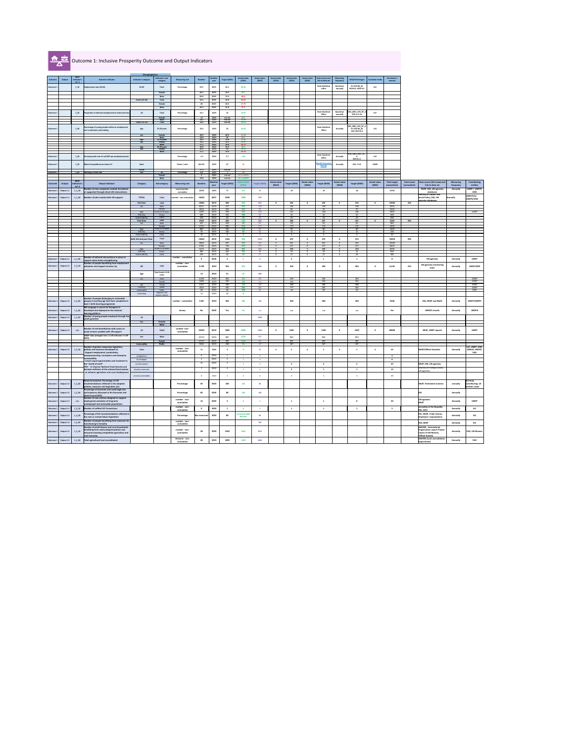# Outcome 1: Inclusive Prosperity Outcome and Output Indicators

| Outcome | Output | SDCF Indicator's ref. # | Outcome Indicator | Indicator's category | Indicator's sub-category | Measuring unit | Baseline | Baseline year | Target (2025) | Actual value (2021) | Actual value (2022) | Actual value (2023) | Actual value (2024) | Actual value (2025) | Data source and link to data set | Measuring frequency | SDG/PAF linkages | Custodian entity | Comments / remarks |
|---|---|---|---|---|---|---|---|---|---|---|---|---|---|---|---|---|---|---|---|
| Outcome 1 | | 1_01 | Employment rate (20-64) | 20-64 | Total | Percentage | 59.2 | 2019 | 63.1 | 59.31 | | | | | State Statistical office | Quarterly/ annually | EU SDG 08_30 EESP 8.1, EESP 8.5 | ILO | |
| | | | | | Female | | 46.4 | 2019 | 49.2 | 46.7 | | | | | | | | | |
| | | | | | Male | | 69.8 | 2019 | 74.3 | 68.9 | | | | | | | | | |
| | | | | Youth (15-29) | Total | | 35.5 | 2019 | 34.9 | 30.63 | | | | | | | | | |
| | | | | | Female | | 28 | 2019 | 28.2 | 27.94 | | | | | | | | | |
| | | | | | Male | | 40.4 | 2019 | 41.8 | 37.2 | | | | | | | | | |
| Outcome 1 | | 1_02 | Proportion of informal employment in total economy | All | Total | Percentage | 16.1 | 2019 | 14 | 12.93 | | | | | State Statistical Office | Quarterly/ annually | SDG_8.3.1 ILO_SEX_IFL_R ECE_8.5.1b | ILO | |
| | | | | | Female | | 13 | 2019 | not set | | | | | | | | | | |
| | | | | | Male | | 18.1 | 2019 | not set | | | | | | | | | | |
| | | | | Youth (15-29) | Total | | 26.9 | 2019 | not set | | | | | | | | | | |
| Outcome 1 | | 1_03 | Percentage of young people neither in employment nor in education and training | Age | 15-29 years | Percentage | 24.5 | 2019 | 22 | 24.34 | | | | | State Statistical Office | Annually | SDG_0861_SEX_RT_A EU SDG 08_20 PAF EESP 8.8 | ILO | |
| | | | | sex | Female | | 29.1 | 2019 | 28.2 | | | | | | | | | | |
| | | | | | Male | | 20.9 | 2019 | 20 | | | | | | | | | | |
| | | | | Age | 15-24 years | | 18.1 | 2019 | 16.8 | | | | | | | | | | |
| | | | | sex | Female | | 19.2 | 2019 | 18.6 | | | | | | | | | | |
| | | | | | Male | | 17.1 | 2019 | 16.0 | | | | | | | | | | |
| | | | | Age | 15-29 years | | 32.9 | 2019 | 31.2 | | | | | | | | | | |
| | | | | sex | Female | | 40.1 | 2019 | 38 | | | | | | | | | | |
| | | | | | Male | | 27.1 | 2019 | 25.8 | | | | | | | | | | |
| Outcome 1 | | 1_04 | Annual growth rate of real GDP per employed person | | | Percentage | -1.5 | 2019 | 2.7 | 4.34 | | | | | State Statistical Office | Annually | SDG_0821_NOC_RT_A SDG 8.2.1 | ILO | |
| Outcome 1 | | 1_05 | Global Competitiveness Index 4.0 | | | Points / rank | 82/141 | 2019 | 67 | 22 | | | | | World Economic Forum | Annually | PAF: CI 21 | UNDP | |
| | | | | | Female | | 6.5 | 2019 | not set | | | | | | | | | | |
| Outcome 1 | | 1_06 | Working Poverty Rate | | Total | Percentage | 8.8 | 2019 | 7 | | | | | | | | | | |
| | | | | | Female | | 6 | 2019 | not set | not available | | | | | | | | | |
| | | | | | Male | | 10.6 | 2019 | not set | not available | | | | | | | | | |

| Outcome | Output | SDCF Indicator's ref. # | Output Indicator | Category | Sub-category | Measuring unit | Baseline | Baseline year | Target (2021) | Actual value (2021) | Target (2022) | Actual value (2022) | Target (2023) | Actual value (2023) | Target (2024) | Actual value (2024) | Target (2025) | Actual value (2025) | Total target (cumulative) | Total actual (cumulative) | Data source (full name) and link to data set | Measuring frequency | Contributing entities |
|---|---|---|---|---|---|---|---|---|---|---|---|---|---|---|---|---|---|---|---|---|---|---|---|
| Outcome 1 | Output 1.1 | 1_1_01 | Number of new companies created, formalized or supported through direct UN interventions | | | count/number-cumulative | 1370 | 2019 | 77 | 222 | 19 | | 19 | | 19 | | 18 | | 13721 | | MLSP, ESA, UN agencies databases | Annually | UNDP / UNOPS, IOM |
| Outcome 1 | Output 1.1 | 1_1_02 | Number of jobs created with UN support: | TOTAL | Total | number - non cumulative | 15035 | 6057 | 6196 | 7938 | 874 | | | | | | | | | | Ministry of Labour and Social Policy, ESA, UN agencies databases | Annually | UNDP/ILO/ UNOPS/IOM |
| | | | | Full time | total | | 13065 | 2019 | 486 | 456 | 294 | 0 | 234 | 0 | 235 | 0 | 235 | 0 | 14500 | 456 | | | |
| | | | | Sex | Male | | 8421 | 2019 | 237 | 319 | 134 | | 118 | | 138 | | 138 | | 9200 | | | | |
| | | | | | Female | | 4644 | 2019 | 250 | 137 | 160 | | 116 | | 97 | | 97 | | 5300 | | | | |
| | | | | Age | Youth 15-29 years | | 5090 | 2019 | 180 | 240 | 150 | | 127 | | 136 | | 136 | | 5800 | | | | UNDP |
| | | | | Ethnicity | Roma | | 495 | 2019 | 102 | 108 | 49 | | 33 | | 33 | | 33 | | 800 | | | | |
| | | | | Vulnerability | PwDs | | 235 | 2019 | 40 | 56 | 23 | | 23 | | 23 | | 23 | | 350 | | | | |
| | | | | Part time | total | | 2559 | 2019 | 658 | 500 | 239 | 0 | 238 | 0 | 237 | 0 | 237 | 0 | 4160 | 500 | | | |
| | | | | Sex | Male | | 647 | 2019 | 160 | 39 | 65 | | 59 | | 63 | | 63 | | 860 | | | | |
| | | | | | Female | | 1212 | 2019 | 480 | 461 | 176 | | 179 | | 174 | | 174 | | 3300 | | | | |
| | | | | Age | Youth 15-29 years | | 883 | 2019 | 140 | 182 | 80 | | 81 | | 80 | | 80 | | 1250 | | | | |
| | | | | Ethnicity | Roma | | 1025 | 2019 | 180 | 81 | 33 | | 31 | | 31 | | 31 | | 2260 | | | | |
| | | | | Vulnerability | PwDs | | 10 | 2019 | 4 | 8 | 4 | | 4 | | 4 | | 4 | | 30 | | | | |
| | | | | Both full and part time | Total | | 15623 | 2019 | 1144 | 956 | 1212 | 0 | 472 | 0 | 472 | 0 | 472 | | 19418 | 956 | | | |
| | | | | Sex | Male | | 8858 | 2019 | 397 | 358 | 212 | 0 | 201 | 0 | 201 | 0 | 201 | | 10460 | | | | |
| | | | | | Female | | 5765 | 2019 | 730 | 598 | 273 | 0 | 271 | 0 | 271 | 0 | 271 | | 8600 | | | | |
| | | | | Age | Youth 15-29 years | | 5273 | 2019 | 393 | 422 | 207 | 0 | 208 | 0 | 208 | 0 | 208 | | 6500 | | | | |
| | | | | Ethnicity | Roma | | 385 | 2019 | 282 | 189 | 78 | 0 | 34 | 0 | 34 | 0 | 34 | | 850 | | | | |
| | | | | Vulnerability | PwDs | | 245 | 2019 | 44 | 64 | 27 | 0 | 27 | 0 | 27 | 0 | 26 | | 380 | | | | |
| Outcome 1 | Output 1.1 | 1_1_03 | Number of tailored interventions in place to support value chains strengthening | | | number - cumulative | 0 | 2020 | 2 | 2 | 2 | | 2 | | 1 | | 1 | | 8 | | UN agencies | Annually | UNDP |
| Outcome 1 | Output 1.2 | 1_2_01 | Number of people benefiting from employment activation and support services, by: | All | total | number - non cumulative | 3,739 | 2019 | 535 | 478 | 856 | 0 | 456 | 0 | 856 | 0 | 856 | 0 | 6,118 | 478 | UN agencies monitoring tools | Annually | UNDP/IOM |
| | | | | Age | Total Youth 15-29 years | | 12 | 2019 | 51 | 31 | 856 | | | | | | | | | | | | |
| | | | | sex | male | | 1,293 | 2019 | 360 | | | | 202 | | 292 | | 292 | | | | | | UNDP |
| | | | | | female | | 1,846 | 2019 | 180 | | | | 366 | | 366 | | 366 | | | | | | UNDP |
| | | | | age | Young | | 1017 | 2019 | 190 | | | | 186 | | 188 | | 188 | | | | | | UNDP |
| | | | | ethnicity | Roma | | 2037 | 2019 | 180 | | | | 292 | | 262 | | 262 | | | | | | UNDP |
| | | | | vulnerability | PwDs | | 20 | 2019 | 50 | | | | 50 | | 50 | | 50 | | | | | | IOM |
| | | | | Citizenship | Migrants and asylum seekers | | 12 | 2019 | 43 | 31 | | | | | | | | | | | | | |
| Outcome 1 | Output 1.2 | 1_2_02 | Number of people (belonging to vulnerable groups) at working age that have completed at least 1 skills learning programme | | | number - cumulative | 1185 | 2019 | 363 | 965 | 200 | | 200 | | 200 | | 200 | | 2348 | | ESA, MLSP and MoES | Annually | UNDP/UNOPS |
| Outcome 1 | Output 1.2 | 1_2_03 | MK Language e-course for foreigners is developed and deployed at the national learning platform | | | binary | No | 2020 | Yes | Yes | n.a | | n.a | | n.a | | n.a | | Yes | | UNHCR records | Annually | UNHCR |
| Outcome 1 | Output 1.2 | 1_2_04 | Number of young people employed through the youth guarantee | All | | | | | | | 3366 | | | | | | | | | | | | |
| | | | | Sex | Female | | | | | | | | | | | | | | | | | | |
| | | | | | Male | | | | | | | | | | | | | | | | | | |
| Outcome 1 | Output 1.2 | n/a | Number of end beneficiaries with access to social services enabled with UN support | All | Total | number - non-cumulative | 53250 | 2019 | 1382 | 4588 | 1342 | 0 | 1342 | 0 | 1342 | 0 | 1342 | 0 | 60000 | | MLSP, UNDP reports | Annually | UNDP |
| | | | UNDP data (merged into 1.4.20 indicator in UN INFO) | Sex | Male | | 25723 | 2019 | 887 | 1028 | 850 | | 850 | | 850 | | 850 | | | | | | |
| | | | | | Female | | 27527 | 2019 | 995 | 3560 | 592 | | 492 | | 492 | | 492 | | | | | | |
| | | | | Vulnerability | PwDs | | 5663 | 2019 | 185 | 761 | 187 | | 187 | | 187 | | 187 | | | | | | |
| Outcome 1 | Output 1.3 | 1_3_01 | Number of gender-responsive legislation, policies and measures developed to: - Support employment, productivity, entrepreneurship, innovation and enterprise sustainability - ensure equal opportunities and treatment in the "world of work" FAO: - to improve National Food Security and increase resilience of the national food system; i.e. enhance agriculture and rural development | Total | | number - non cumulative | 31 | 2020 | 9 | 6 | 15 | 0 | 4 | 0 | 4 | 0 | 4 | 0 | 69 | | MLSP/Official Gazette | Annually | ILO, UNDP, IOM, UNHCR, UNOPS, FAO |
| | | | | a) legislation | | | 3 | 2020 | 1 | 1 | 1 | | | | | | | | 3 | | | | |
| | | | | b) strategies | | | 2 | 2020 | 2 | 1 | 1 | | | | | | | | 6 | | | | |
| | | | | c) policy papers | | | 15 | 2020 | 2 | 1 | 1 | | 2 | | 2 | | 2 | | 25 | | MLSP, ESA, UN agencies | | |
| | | | | d) policy measures | | | 7 | 2020 | 2 | 2 | 2 | | 2 | | 1 | | 1 | | 15 | | Ministry of Foreign Affairs, UN agencies | | |
| | | | | e) tools and models | | | 4 | 2020 | 1 | 0 | 0 | | 2 | | 1 | | 1 | | 20 | | | | |
| Outcome 1 | Output 1.3 | 1_3_02 | Newly formulated: Percentage of UN recommendations reflected in the adopted policies, measures and legislative acts | | | Percentage | 90 | 2020 | 100 | 100 | 86 | | | | | | | | | | MLSP, Parliament sessions | annually | ILO lead, contributing: all entities under |
| Outcome 1 | Output 1.3 | 1_3_03 | Percentage of economic and social legal acts and measures discussed in the Economic and Social Council (ESC) | | | Percentage | 60 | 2020 | 80 | 100 | 100 | | | | | | | | | | ESC | Annually | |
| Outcome 1 | Output 1.3 | n/a | Number of new services designed to support employment activation of long-term unemployed and vulnerable populations | | | number - non cumulative | 14 | 2020 | 3 | 0 | 1 | | 1 | | 1 | | 0 | | 20 | | UN agencies MLSP | Annually | UNDP |
| Outcome 1 | Output 1.4 | 1_4_01 | Number of ratified ILO Conventions | | | number - non cumulative | 0 | 2020 | 1 | 0 | 1 | | 1 | | 1 | | 1 | | 5 | | Assembly of the Republic, ESC, GOV | Annually | ILO |
| Outcome 1 | Output 1.4 | 1_4_02 | Percentage of ILO recommendations reflected in the new or revised labour legislation | | | Percentage | Not measured | 2020 | 80 | not measurable this year | 66 | | | | | | | | | | ESC, MLSP, Trade Unions, Employers' organizations | Annually | ILO |
| Outcome 1 | Output 1.4 | 1_4_03 | Number of people benefiting from measures for transitioning to formality | | | number - non cumulative | | | | | 901 | | | | | | | | | | ESA, MLSP | Annually | ILO |
| Outcome 1 | Output 1.5 | 1_5_01 | Number of small farmers and rural households benefiting from newly adopted policies and measures boosting competitive agriculture and rural economy | | | number - non cumulative | 28 | 2020 | 2100 | 1103 | 2015 | | | | | | | | | | MAFWE, International Organization expert Project report of UN Women, Official Gazette | Annually | FAO, UN Women |
| Outcome 1 | Output 1.5 | 1_5_02 | Total agricultural land consolidated | | | Hectares - non cumulative | 28 | 2019 | 1000 | 1378 | 3000 | | | | | | | | | | MAFWE (Land consolidation department) | Annually | FAO |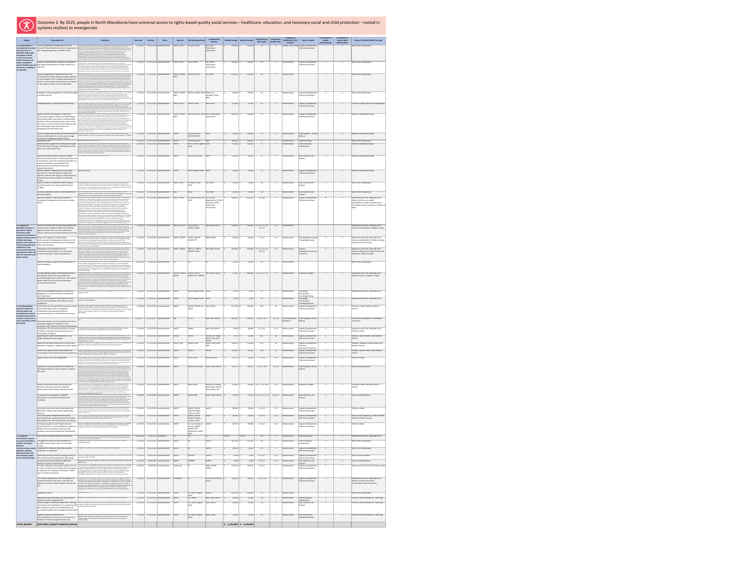# Outcome 2: By 2025, people in North Macedonia have universal access to rights-based quality social services – healthcare, education, and necessary social and child protection - rooted in systems resilient to emergencies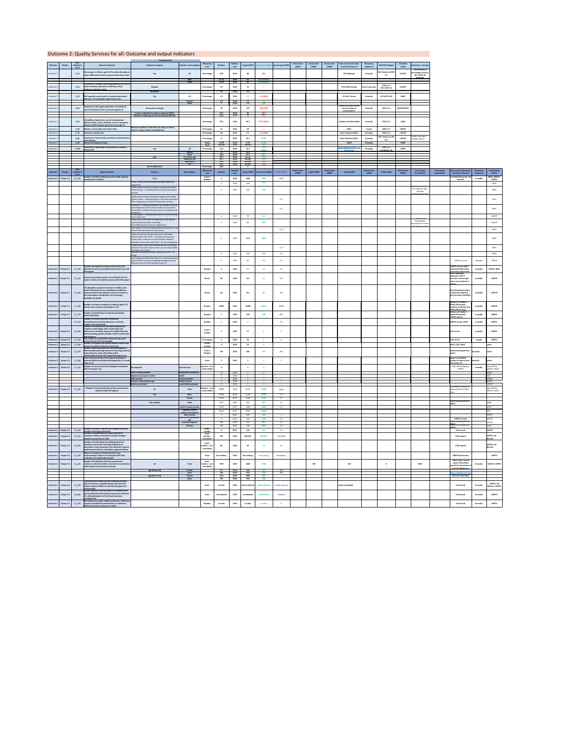# Outcome 2: Quality Services for all: Outcome and output indicators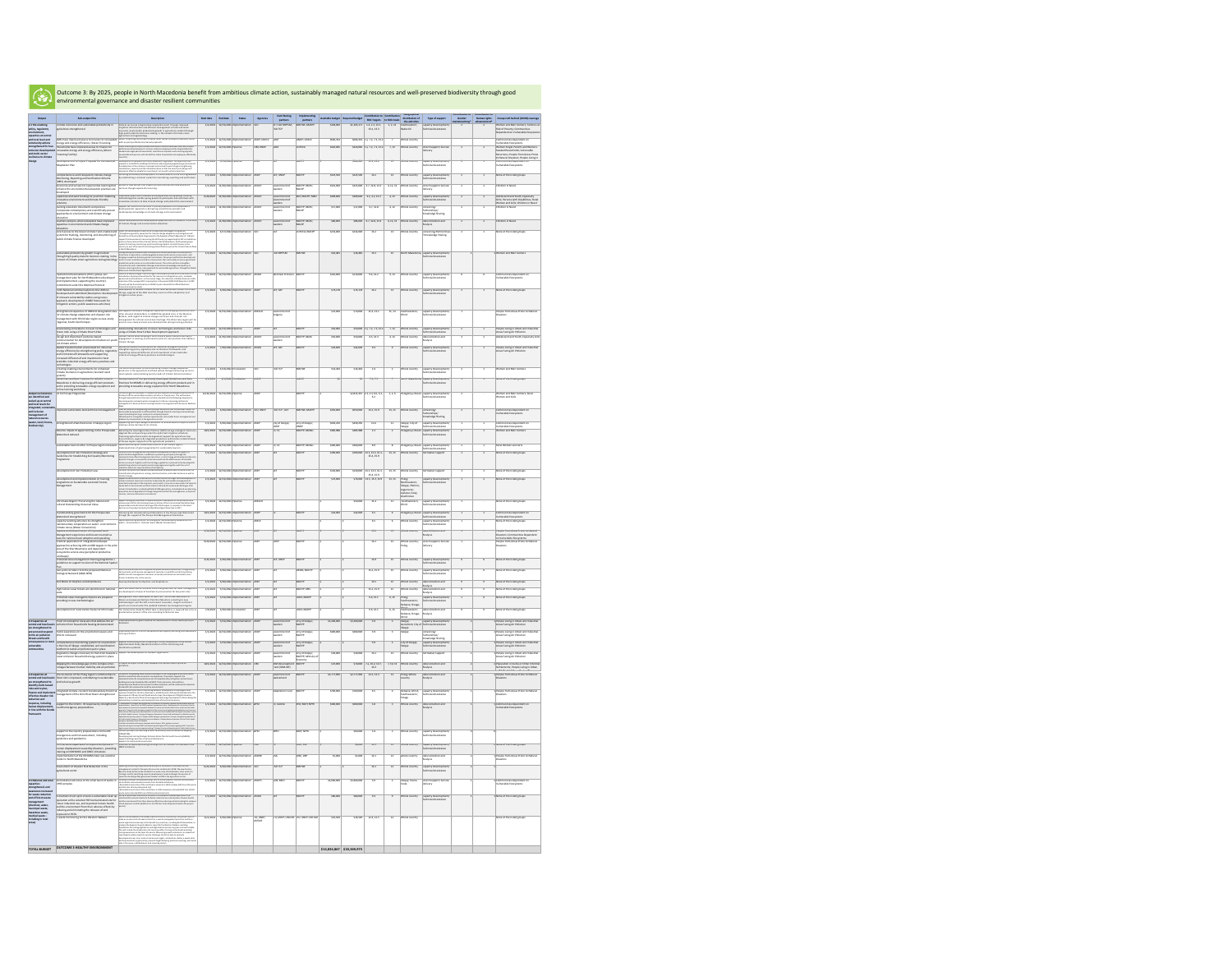# Outcome 3: By 2025, people in North Macedonia benefit from ambitious climate action, sustainably managed natural resources and well-preserved biodiversity through good environmental governance and disaster resilient communities

| Output | Sub-output title | Description | Start date | End date | Status | Agencies | Contributing partners | Implementing partners | Available budget | Required budget | Contribution to SDG Targets | Contribution to SDG Goals | Geographical distribution of the activities | Type of support | Contribution to Gender Mainstreaming | Contribution to Human rights mainstreaming | Groups left behind (LNOB) coverage |
|---|---|---|---|---|---|---|---|---|---|---|---|---|---|---|---|---|---|
| TOTAL BUDGET | OUTCOME 3 HEALTHY ENVIRONMENT | | | | | | | | $14,833,867 | $20,369,973 | | | | | | | |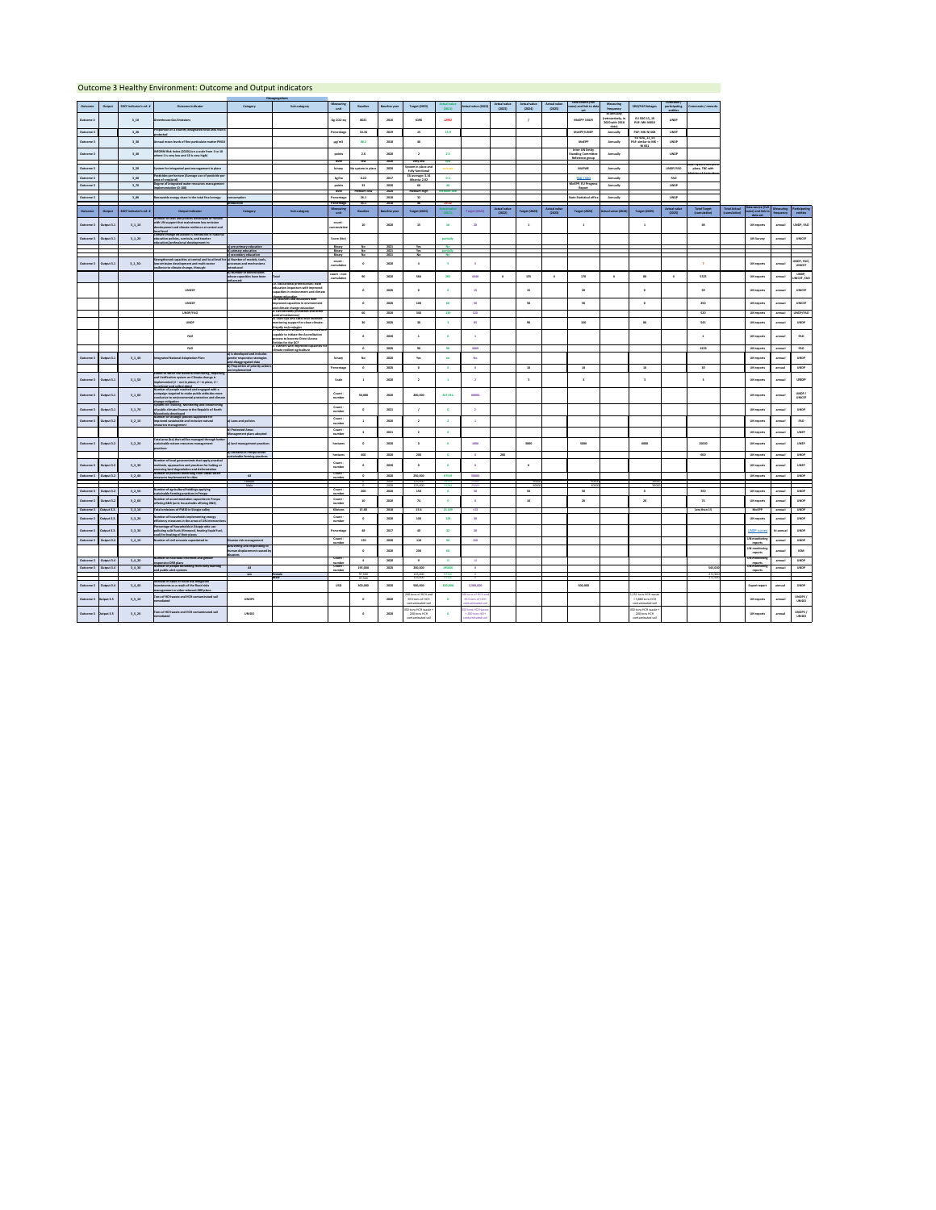# Outcome 3 Healthy Environment: Outcome and Output indicators

| Outcome | Output | SDCF Indicator's ref. # | Outcome indicator | Category | Sub-category | Measuring unit | Baseline | Baseline year | Target (2025) | Actual value (2021) | Actual value (2022) | Actual value (2023) | Actual value (2024) | Actual value (2025) | Data source (full name) and link to data set | Measuring frequency | SDG/PAF linkages | Contributing participating entities | Comments / remarks |
|---|---|---|---|---|---|---|---|---|---|---|---|---|---|---|---|---|---|---|---|
| Outcome 3 | | 3_1O | Greenhouse Gas Emissions | | | Gg CO2-eq | 8821 | 2016 | 6190 | 12962 | | | / | | MoEPP 3 BUR | | EU SDG 13_10 PAF: MK-NEGO | UNDP | |
| Outcome 3 | | 3_2O | Proportion of a country designated total land that is protected | | | Percentage | 10.34 | 2019 | 15 | 13.9 | | | | | MoEPP/UNEP | Annually | PAF: MK-NE-008 | UNEP | |
| Outcome 3 | | 3_3O | Annual mean levels of fine particulate matter PM2.5 | | | μg/m3 | 38.2 | 2018 | 30 | | | | | | MoEPP | Annually | EU SDG_11_50 PAF similar to MK-NE-001 | UNDP | |
| Outcome 3 | | 3_4O | INFORM Risk Index (2020) (on a scale from 1 to 10 where 1 is very low and 10 is very high) | | | points | 2.6 | 2020 | 2 | 2.5 | | | | | Inter-UN Entity Standing Committee Reference group | Annually | | UNDP | |
| | | | | | | level | low | 2020 | very low | low | | | | | | | | | |
| Outcome 3 | | 3_5O | System for integrated pest management in place | | | binary | No system in place | 2020 | System in place and fully functional | not in place | | | | | MAFWE | Annually | | UNDP/FAO | Draft System on IPM in place, TBC with Ministry of Agriculture |
| Outcome 3 | | 3_6O | Pesticides per hectare (Average use of pesticide per area of cropland) | | | kg/ha | 0.22 | 2017 | EU average: 1.14 Albania: 2.02 | 0.0 | | | | | FAO | Annually | | FAO | |
| Outcome 3 | | 3_7O | Degree of integrated water resources management implementation (0-100) | | | points | 33 | 2020 | 60 | 36 | | | | | MoEPP, EU Progress Report | Annually | | UNDP | |
| | | | | | | level | medium-low | 2020 | medium-high | medium-low | | | | | | | | | |
| Outcome 3 | | 3_8O | Renewable energy share in the total final energy | consumption | | Percentage | 26.1 | 2018 | 32 | | | | | | State Statistical office | Annually | | UNDP | |
| | | | | production | | Percentage | 46.2 | 2018 | 58 | 29.14 | | | | | | | | | |

| Outcome | Output | SDCF Indicator's ref. # | Output indicator | Category | Sub-category | Measuring unit | Baseline | Baseline year | Target (2025) | Actual value (2021) | Target (2022) | Actual value (2022) | Target (2023) | Actual value (2023) | Target (2024) | Actual value (2024) | Target (2025) | Actual value (2025) | Total Target (cumulative) | Total Actual (cumulative) | Data source (full name) and link to data set | Measuring frequency | Participating entities |
|---|---|---|---|---|---|---|---|---|---|---|---|---|---|---|---|---|---|---|---|---|---|---|---|
| Outcome 3 | Output 3.1 | 3_1_1O | Number of laws and policies developed or revised with UN support that mainstream low emission development and climate resilience at central and local level | | | count - cumulative | 10 | 2020 | 15 | 11 | 20 | | 1 | | 1 | | 1 | | 48 | | UN reports | annual | UNDP, FAO |
| Outcome 3 | Output 3.1 | 3_1_2O | Climate change education is introduced in national education policies, curricula, and teacher education/professional development in: | | | Score (Yes) | | | | partially | | | | | | | | | | | UN Survey | annual | UNICEF |
| | | | | a) pre-primary education | | Binary | No | 2021 | Yes | No | | | | | | | | | | | | | |
| | | | | b) primary education | | Binary | No | 2021 | Yes | partially | | | | | | | | | | | | | |
| | | | | c) secondary education | | Binary | No | 2021 | No | Yes | | | | | | | | | | | | | |
| Outcome 3 | Output 3.1 | 3_1_3O | Strengthened capacities at central and local level for low emission development and multi-sector resilience to climate change, through: | a) Number of models, tools, processes and mechanisms introduced | | count - cumulative | 0 | 2020 | 3 | 1 | 1 | | | | | | | | 7 | | UN reports | annual | UNDP, FAO, UNICEF |
| | | | | b) Number of individuals whose capacities have been enhanced | Total | count - non-cumulative | 90 | 2020 | 560 | 201 | 1102 | 0 | 155 | 0 | 170 | 0 | 80 | 0 | 5325 | | UN reports | annual | UNDP, UNICEF, FAO |
| | | | UNICEF | | (a) educational professionals, state education inspectors with improved capacities in environment and climate change education | | 0 | 2020 | 0 | 0 | 15 | | 15 | | 20 | | 0 | | 50 | | UN reports | annual | UNICEF |
| | | | UNICEF | | (b) teachers and educators with improved capacities in environment and climate change education | | 0 | 2020 | 100 | 50 | 50 | | 50 | | 50 | | 0 | | 250 | | UN reports | annual | UNICEF |
| | | | UNDP/FAO | | (c) civil servants (Ministries and other central institutions) | | 60 | 2020 | 360 | 190 | 120 | | | | | | | | 520 | | UN reports | annual | UNDP/FAO |
| | | | UNDP | | (d) start-ups and SMEs that received mentoring support for clean climate-friendly technologies | | 30 | 2020 | 30 | 3 | 35 | | 90 | | 100 | | 80 | | 335 | | UN reports | annual | UNDP |
| | | | FAO | | (e) National Institutions/Entities with capacity to initiate the accreditation process to become Direct Access Entities for the GCF | | 0 | 2020 | 5 | 0 | 1 | | | | | | | | 1 | | UN reports | annual | FAO |
| | | | FAO | | (f) Farmers with improved capacities for climate resilient agriculture | | 0 | 2020 | 90 | 90 | 3069 | | | | | | | | 3159 | | UN reports | annual | FAO |
| Outcome 3 | Output 3.1 | 3_1_4O | Integrated National Adaptation Plan: | a) is developed and includes gender-responsive strategies and disaggregated data | | binary | No | 2020 | Yes | no | No | | | | | | | | | | UN reports | annual | UNDP |
| | | | | b) Proportion of priority actions implemented | | Percentage | 0 | 2020 | 0 | 0 | 0 | | 10 | | 10 | | 10 | | 30 | | UN reports | annual | UNDP |
| Outcome 3 | Output 3.1 | 3_1_5O | Extent to which the National Monitoring, Reporting and Verification system on Climate change is implemented (1 – not in place; 2 – in place; 3 – functional and collect data) | | | Scale | 1 | 2020 | 2 | 1 | 2 | | 3 | | 3 | | 3 | | 3 | | UN reports | annual | UNDP |
| Outcome 3 | Output 3.1 | 3_1_6O | Number of people reached and engaged with a campaign targeted to make public attitudes more conducive to environmental protection and climate change mitigation | | | Count - number | 50,000 | 2020 | 200,000 | 347,431 | 80000 | | | | | | | | | | UN reports | annual | UNDP / UNICEF |
| Outcome 3 | Output 3.1 | 3_1_7O | System for Tracking, Monitoring and Reporting of public climate finance in the Republic of North Macedonia developed | | | Count - number | 0 | 2021 | / | 0 | 1 | | | | | | | | | | UN reports | annual | UNDP |
| Outcome 3 | Output 3.2 | 3_2_1O | Number of strategic policies supported for improved sustainable and inclusive natural resources management: | a) Laws and politics | | Count - number | 1 | 2020 | 2 | 1 | 1 | | | | | | | | | | UN reports | annual | FAO |
| | | | | b) Protected Areas Management plans adopted | | Count - number | 3 | 2021 | 2 | 0 | | | | | | | | | | | UN reports | annual | UNEP |
| Outcome 3 | Output 3.2 | 3_2_2O | Total area (ha) that will be managed through better sustainable natural resources management practices: | a) land management practices | | hectares | 0 | 2020 | 0 | 0 | 1000 | | 8600 | | 5000 | | 6000 | | 20000 | | UN reports | annual | UNEP |
| | | | | b) forested in Prespa under sustainable forming practices | | hectares | 400 | 2020 | 200 | 0 | 0 | 200 | | | | | | | 400 | | UN reports | annual | UNDP |
| Outcome 3 | Output 3.2 | 3_2_3O | Number of local governments that apply practical methods, approaches and practices for halting or reversing land degradation and deforestation | | | Count - number | 0 | 2020 | 0 | 0 | 0 | | 4 | | | | | | | | UN reports | annual | UNEP |
| Outcome 3 | Output 3.2 | 3_2_4O | Number of persons benefiting from clean urban measures implemented in cities | All | | Count - number | 0 | 2020 | 250,000 | 67110 | 80000 | | | | | | | | | | UN reports | annual | UNDP |
| | | | | Female | | | 0 | 2020 | 125,000 | 33555 | 40000 | | 40000 | | 40000 | | 40000 | | | | | | |
| | | | | Male | | | 0 | 2020 | 125,000 | 33555 | 40000 | | 40000 | | 40000 | | 40000 | | | | | | |
| Outcome 3 | Output 3.2 | 3_2_5O | Number of agricultural holdings applying sustainable farming practices in Prespa | | | Count - number | 200 | 2020 | 150 | 0 | 50 | | 50 | | 50 | | 0 | | 350 | | UN reports | annual | UNDP |
| Outcome 3 | Output 3.2 | 3_2_6O | Number of accommodation capacities in Prespa offering B&B (or in households offering B&B) | | | Count - number | 16 | 2020 | 76 | 0 | 0 | | 10 | | 20 | | 20 | | 76 | | UN reports | annual | UNDP |
| Outcome 3 | Output 3.3 | 3_3_1O | Total emissions of PM10 in Skopje valley | | | Kilotons | 15.68 | 2018 | 15.6 | 15.149 | <15 | | | | | | | | Less than 15 | | MoEPP | annual | UNDP |
| Outcome 3 | Output 3.3 | 3_3_2O | Number of households implementing energy efficiency measures in the areas of UN interventions | | | Count - number | 0 | 2020 | 100 | 133 | 50 | | | | | | | | | | UN reports | annual | UNDP |
| Outcome 3 | Output 3.3 | 3_3_3O | Percentage of households in Skopje who use polluting solid fuels (firewood, heating liquid fuel, coal) for heating of their places | | | Percentage | 40 | 2017 | 40 | 32 | 30 | | | | | | | | | | UNDP Surveys | bi-annual | UNDP |
| Outcome 3 | Output 3.4 | 3_4_1O | Number of civil servants capacitated in: | Disaster risk management | | Count - number | 150 | 2020 | 150 | 90 | 150 | | | | | | | | | | UN monitoring reports | annual | UNDP |
| | | | | preventing and responding to human displacement caused by disasters | | | 0 | 2020 | 200 | 66 | | | | | | | | | | | UN monitoring reports | annual | IOM |
| Outcome 3 | Output 3.4 | 3_4_2O | Number of municipalities with gender responsive DRR plans | | | Count - number | 4 | 2020 | 9 | 12 | 12 | | | | | | | | | | UN monitoring reports | annual | UNDP |
| Outcome 3 | Output 3.4 | 3_4_3O | Number of people benefiting from early warning and public alert systems | All | | Count - number | 195,000 | 2020 | 250,000 | 195000 | 0 | | | | | | | | 500,000 | | UN monitoring reports | annual | UNDP |
| | | | | sex | Female | | 97,500 | | 125,000 | 97500 | 0 | | | | | | | | 250,000 | | | | |
| | | | | | Male | | 97,500 | | 125,000 | 97500 | 0 | | | | | | | | 250,000 | | | | |
| Outcome 3 | Output 3.4 | 3_4_4O | Decrease in value of losses and damages from disasters as a result of the flood risk management or other relevant DRR plans | | | USD | 300,000 | 2020 | 900,000 | 300,000 | 5,000,000 | | | | 500,000 | | | | | | Expert report | annual | UNDP |
| Outcome 3 | Output 3.5 | 3_5_1O | Tons of HCH waste and HCH contaminated soil remediated | UNOPS | | | 0 | 2020 | 200 tons of HCH and 10.5 tons of HCH contaminated soil | 0 | 200 tons of HCH and 10.5 tons of HCH contaminated soil | | | | | | 2,131 tons HCH waste + 3,000 tons HCH contaminated soil | | | | UN reports | annual | UNOPS / UNIDO |
| Outcome 3 | Output 3.5 | 3_5_2O | Tons of HCH waste and HCH contaminated soil remediated | UNIDO | | | 0 | 2020 | 200 tons of HCH waste + 200 tons HCH contaminated soil | 0 | 200 tons HCH waste + 200 tons HCH contaminated soil | | | | | | 200 tons HCH waste + 200 tons HCH contaminated soil | | | | UN reports | annual | UNIDO / UNIDO |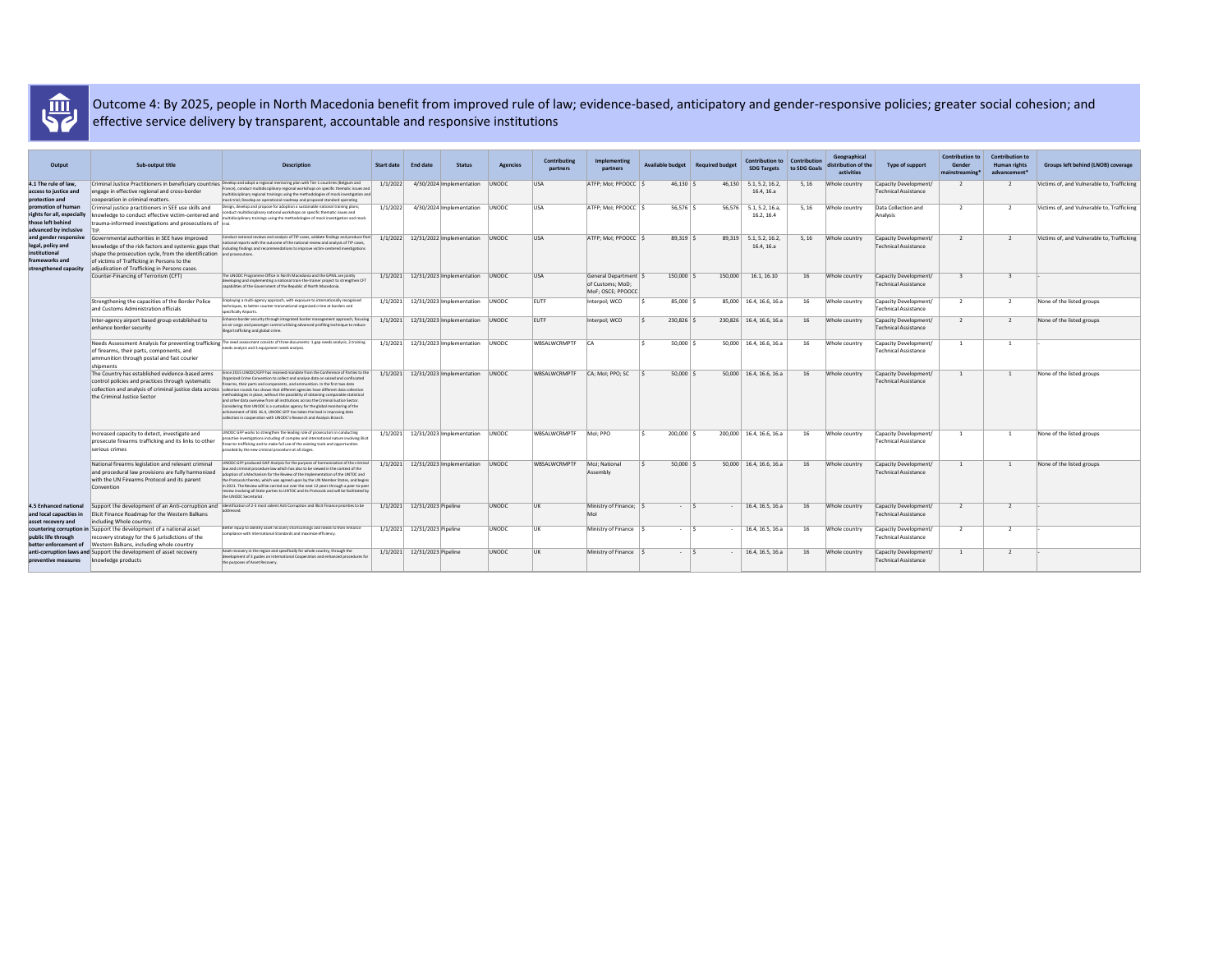# Outcome 4: By 2025, people in North Macedonia benefit from improved rule of law; evidence-based, anticipatory and gender-responsive policies; greater social cohesion; and effective service delivery by transparent, accountable and responsive institutions

| Output | Sub-output title | Description | Start date | End date | Status | Agencies | Contributing partners | Implementing partners | Available budget | Required budget | Contribution to SDG Targets | Contribution to SDG Goals | Geographical distribution of the activities | Type of support | Contribution to Gender mainstreaming* | Contribution to Human rights advancement* | Groups left behind (LNOB) coverage |
|---|---|---|---|---|---|---|---|---|---|---|---|---|---|---|---|---|---|
| 4.1 The rule of law, access to justice and protection and promotion of human rights for all, especially those left behind advanced by inclusive and gender responsive legal, policy and institutional frameworks and strengthened capacity | Criminal Justice Practitioners in beneficiary countries engage in effective regional and cross-border cooperation in criminal matters. | Develop and adopt a regional mentoring plan with Tier 1 countries (Belgium and France), conduct multidisciplinary regional workshops on specific thematic issues and multidisciplinary regional trainings using the methodologies of mock investigation and mock trial; Develop an operational roadmap and proposed standard operating | 1/1/2022 | 4/30/2024 | Implementation | UNODC | USA | ATFP; MoI; PPOOCC | $ 46,130 | $ 46,130 | 5.1, 5.2, 16.2, 16.4, 16.a | 5, 16 | Whole country | Capacity Development/ Technical Assistance | 2 | 2 | Victims of, and Vulnerable to, Trafficking |
| | Criminal justice practitioners in SEE use skills and knowledge to conduct effective victim-centered and trauma-informed investigations and prosecutions of TIP. | Design, develop and propose for adoption a sustainable national training plans; conduct multidisciplinary national workshops on specific thematic issues and multidisciplinary trainings using the methodologies of mock investigation and mock trial. | 1/1/2022 | 4/30/2024 | Implementation | UNODC | USA | ATFP; MoI; PPOOCC | $ 56,576 | $ 56,576 | 5.1, 5.2, 16.a, 16.2, 16.4 | 5, 16 | Whole country | Data Collection and Analysis | 2 | 2 | Victims of, and Vulnerable to, Trafficking |
| | Governmental authorities in SEE have improved knowledge of the risk factors and systemic gaps that shape the prosecution cycle, from the identification of victims of Trafficking in Persons to the adjudication of Trafficking in Persons cases. | Conduct national reviews and analysis of TIP cases, validate findings and produce final national reports with the outcome of the national review and analysis of TIP cases, including findings and recommendations to improve victim-centered investigations and prosecutions. | 1/1/2022 | 12/31/2022 | Implementation | UNODC | USA | ATFP; MoI; PPOOCC | $ 89,319 | $ 89,319 | 5.1, 5.2, 16.2, 16.4, 16.a | 5, 16 | Whole country | Capacity Development/ Technical Assistance | 2 | 2 | Victims of, and Vulnerable to, Trafficking |
| | Counter-Financing of Terrorism (CFT) | The UNODC Programme Office in North Macedonia and the GPML are jointly developing and implementing a national train-the-trainer project to strengthen CFT capabilities of the Government of the Republic of North Macedonia. | 1/1/2021 | 12/31/2023 | Implementation | UNODC | USA | General Department of Customs; MoD; MoF; OSCE; PPOOCC | $ 150,000 | $ 150,000 | 16.1, 16.10 | 16 | Whole country | Capacity Development/ Technical Assistance | 3 | 3 | - |
| | Strengthening the capacities of the Border Police and Customs Administration officials | Employing a multi-agency approach, with exposure to internationally recognized techniques, to better counter transnational organised crime at borders and specifically Airports. | 1/1/2021 | 12/31/2023 | Implementation | UNODC | EUTF | Interpol; WCO | $ 85,000 | $ 85,000 | 16.4, 16.6, 16.a | 16 | Whole country | Capacity Development/ Technical Assistance | 2 | 2 | None of the listed groups |
| | Inter-agency airport based group established to enhance border security | Enhance border security through integrated border management approach, focusing on air cargo and passenger control utilizing advanced profiling technique to reduce illegal trafficking and global crime. | 1/1/2021 | 12/31/2023 | Implementation | UNODC | EUTF | Interpol; WCO | $ 230,826 | $ 230,826 | 16.4, 16.6, 16.a | 16 | Whole country | Capacity Development/ Technical Assistance | 2 | 2 | None of the listed groups |
| | Needs Assessment Analysis for preventing trafficking of firearms, their parts, components, and ammunition through postal and fast courier shipments | The need assessment consists of three documents: 1.gap needs analysis, 2.training needs analysis and 3.equipment needs analysis. | 1/1/2021 | 12/31/2023 | Implementation | UNODC | WBSALWCRMPTF | CA | $ 50,000 | $ 50,000 | 16.4, 16.6, 16.a | 16 | Whole country | Capacity Development/ Technical Assistance | 1 | 1 | - |
| | The Country has established evidence-based arms control policies and practices through systematic collection and analysis of criminal justice data across the Criminal Justice Sector | Since 2015 UNODC/GFP has received mandate from the Conference of Parties to the Organized Crime Convention to collect and analyse data on seized and confiscated firearms, their parts and components, and ammunition. In the first two data collection rounds has shown that different agencies have different data collection methodologies in place, without the possibility of obtaining comparable statistical and other data overview from all institutions across the Criminal Justice Sector. Considering that UNODC is a custodian agency for the global monitoring of the achievement of SDG 16.4, UNODC GFP has taken the lead in improving data collection in cooperation with UNODC's Research and Analysis Branch. | 1/1/2021 | 12/31/2023 | Implementation | UNODC | WBSALWCRMPTF | CA; MoI; PPO; SC | $ 50,000 | $ 50,000 | 16.4, 16.6, 16.a | 16 | Whole country | Capacity Development/ Technical Assistance | 1 | 1 | None of the listed groups |
| | Increased capacity to detect, investigate and prosecute firearms trafficking and its links to other serious crimes | UNODC GFP works to strengthen the leading role of prosecutors in conducting proactive investigations including of complex and international nature involving illicit firearms trafficking and to make full use of the existing tools and opportunities provided by the new criminal procedure at all stages. | 1/1/2021 | 12/31/2023 | Implementation | UNODC | WBSALWCRMPTF | MoI; PPO | $ 200,000 | $ 200,000 | 16.4, 16.6, 16.a | 16 | Whole country | Capacity Development/ Technical Assistance | 1 | 1 | None of the listed groups |
| | National firearms legislation and relevant criminal and procedural law provisions are fully harmonized with the UN Firearms Protocol and its parent Convention | UNODC GFP produced GAP Analysis for the purpose of harmonization of the criminal law and criminal procedure law which has also to be viewed in the context of the adoption of a Mechanism for the Review of the Implementation of the UNTOC and the Protocols thereto, which was agreed upon by the UN Member States, and begins in 2021. The Review will be carried out over the next 12 years through a peer-to-peer review involving all State parties to UNTOC and its Protocols and will be facilitated by the UNODC Secretariat. | 1/1/2021 | 12/31/2023 | Implementation | UNODC | WBSALWCRMPTF | MoJ; National Assembly | $ 50,000 | $ 50,000 | 16.4, 16.6, 16.a | 16 | Whole country | Capacity Development/ Technical Assistance | 1 | 1 | None of the listed groups |
| 4.5 Enhanced national and local capacities in asset recovery and countering corruption in public life through better enforcement of anti-corruption laws and preventive measures | Support the development of an Anti-corruption and Elicit Finance Roadmap for the Western Balkans including Whole country. | Identification of 2-3 most salient Anti Corruption and Illicit Finance priorities to be addressed. | 1/1/2021 | 12/31/2023 | Pipeline | UNODC | UK | Ministry of Finance; MoI | $ - | $ - | 16.4, 16.5, 16.a | 16 | Whole country | Capacity Development/ Technical Assistance | 2 | 2 | - |
| | Support the development of a national asset recovery strategy for the 6 jurisdictions of the Western Balkans, including whole country | Better equip to identify asset recovery shortcomings and needs to then enhance compliance with International Standards and maximize efficiency. | 1/1/2021 | 12/31/2023 | Pipeline | UNODC | UK | Ministry of Finance | $ - | $ - | 16.4, 16.5, 16.a | 16 | Whole country | Capacity Development/ Technical Assistance | 2 | 2 | - |
| | Support the development of asset recovery knowledge products | Asset recovery in the region and specifically for whole country, through the development of 3 guides on International Cooperation and enhanced procedures for the purposes of Asset Recovery. | 1/1/2021 | 12/31/2023 | Pipeline | UNODC | UK | Ministry of Finance | $ - | $ - | 16.4, 16.5, 16.a | 16 | Whole country | Capacity Development/ Technical Assistance | 1 | 2 | - |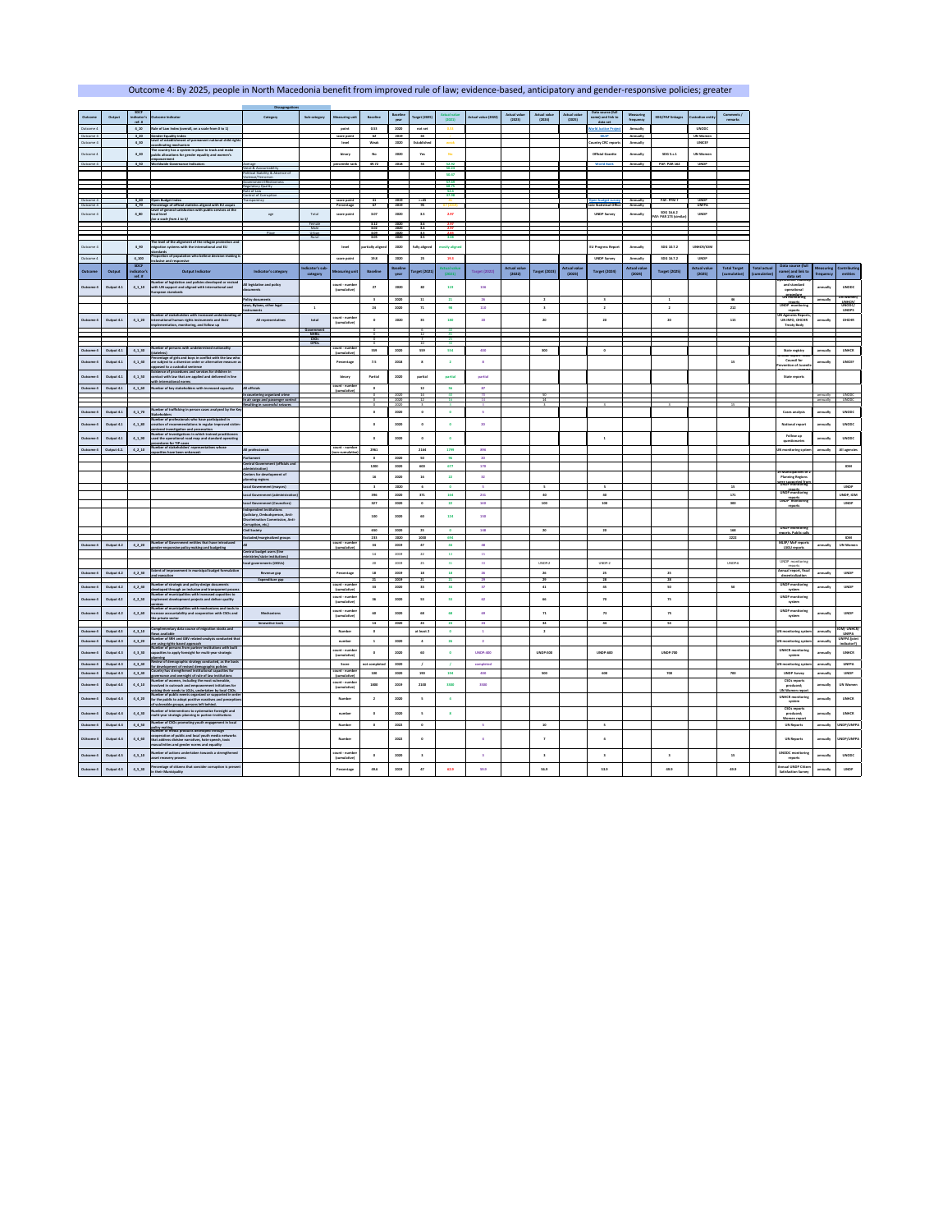# Outcome 4: By 2025, people in North Macedonia benefit from improved rule of law; evidence-based, anticipatory and gender-responsive policies; greater

| Outcome | Output | SDCF indicator's ref. # | Outcome Indicator | Disaggregations: Category | Sub-category | Measuring unit | Baseline | Baseline year | Target (2025) | Actual value (2021) | Actual value (2022) | Actual value (2023) | Actual value (2024) | Actual value (2025) | Data source (full name) and link to data set | Measuring frequency | SDG/PAF linkages | Custodian entity | Comments / remarks |
|---|---|---|---|---|---|---|---|---|---|---|---|---|---|---|---|---|---|---|---|
| Outcome 4 | | 4_10 | Rule of Law Index (overall, on a scale from 0 to 1) | | | point | 0.53 | 2020 | not set | 0.53 | | | | | World Justice Project | Annually | | UNODC | |
| Outcome 4 | | 4_20 | Gender Equality Index | | | score point | 62 | 2019 | 65 | | | | | | MLSP | Annually | | UN Women | |
| Outcome 4 | | 4_30 | Level of establishment of permanent national child rights coordinating mechanism | | | level | Weak | 2020 | Established | weak | | | | | Country CRC reports | Annually | | UNICEF | |
| Outcome 4 | | 4_40 | The country has a system in place to track and make public allocations for gender equality and women's empowerment | | | binary | No | 2020 | Yes | Yes | | | | | Official Gazette | Annually | SDG 5.c.1 | UN Women | |
| Outcome 4 | | 4_50 | Worldwide Governance Indicators | Average | | percentile rank | 39.72 | 2018 | 38 | 52.52 | | | | | World Bank | Annually | PAF: PAF 162 | UNDP | |
| | | | | Voice & Accountability | | | | | | | | | | | | | | | |
| | | | | Political Stability & Absence of Violence/Terrorism | | | | | | 56.57 | | | | | | | | | |
| | | | | Government Effectiveness | | | | | | | | | | | | | | | |
| | | | | Regulatory Quality | | | | | | | | | | | | | | | |
| | | | | Rule of Law | | | | | | | | | | | | | | | |
| | | | | Control of Corruption | | | | | | | | | | | | | | | |
| Outcome 4 | | 4_60 | Open budget index | Transparency | | score point | 31 | 2019 | >=45 | | | | | | Open budget survey | Annually | PAF: PFM 7 | UNDP | |
| Outcome 4 | | 4_70 | Percentage of official statistics aligned with EU acquis | | | Percentage | 67 | 2019 | 95 | | | | | | State Statistical Office | Annually | | UNFPA | |
| Outcome 4 | | 4_80 | Level of general satisfaction with public services at the local level (on a scale from 1 to 5) | age | Total | score point | 3.07 | 2020 | 3.5 | 2.97 | | | | | UNDP Survey | Annually | SDG 16.6.2 PAF: PAF 173 (similar) | UNDP | |
| | | | | | Female | | 3.12 | 2020 | 3.5 | 2.97 | | | | | | | | | |
| | | | | | Male | | 3.02 | 2020 | 3.4 | 2.97 | | | | | | | | | |
| | | | | Place | Urban | | 3.09 | 2020 | 3.5 | 2.95 | | | | | | | | | |
| | | | | | Rural | | 3.05 | 2020 | 3.5 | 3.00 | | | | | | | | | |
| Outcome 4 | | 4_90 | The level of the alignment of the refugee protection and migration systems with the international and EU standards | | | level | partially aligned | 2020 | fully aligned | mostly aligned | | | | | EU Progress Report | Annually | SDG 10.7.2 | UNHCR/IOM | |
| Outcome 4 | | 4_100 | Proportion of population who believe decision-making is inclusive and responsive | | | score point | 19.8 | 2020 | 25 | 29.9 | | | | | UNDP Survey | Annually | SDG 16.7.2 | UNDP | |

| Outcome | Output | SDCF indicator's ref. # | Output Indicator | Indicator's category | Indicator's sub-category | Measuring unit | Baseline | Baseline year | Target (2021) | Actual value (2021) | Target (2022) | Actual value (2022) | Target (2023) | Actual value (2023) | Target (2024) | Actual value (2024) | Target (2025) | Actual value (2025) | Total Target (cumulative) | Total actual (cumulative) | Data source (full name) and link to data set | Measuring frequency | Contributing entities |
|---|---|---|---|---|---|---|---|---|---|---|---|---|---|---|---|---|---|---|---|---|---|---|---|
| Outcome 4 | Output 4.1 | 4_1_10 | Number of legislation and policies developed or revised with UN support and aligned with international and European standards | All legislation and policy documents | | count - number (cumulative) | 27 | 2020 | 82 | 319 | 138 | | | | | | | | | | UN monitoring and standard operational procedures | annually | UNODC |
| | | | | Policy documents | | | 3 | 2020 | 11 | 21 | 26 | | 3 | | 3 | | 1 | | 86 | | UN Women monitoring reports | annually | UN Women/UNDP |
| | | | | Laws, Bylaws, other legal instruments | 1 | | 24 | 2020 | 71 | 98 | 112 | | 3 | | 2 | | 2 | | 212 | | UNDP monitoring reports | | UNICEF/UNDP |
| Outcome 4 | Output 4.1 | 4_1_20 | Number of stakeholders with increased understanding of international human rights instruments and their implementation, monitoring, and follow up | All representatives | total | count - number (cumulative) | 0 | 2020 | 35 | 180 | 20 | | 20 | | 20 | | 20 | | 115 | | UN Agencies Reports, UN INFO, OHCHR Treaty Body | annually | OHCHR |
| | | | | | Government | | 0 | | | | | | | | | | | | | | | | |
| | | | | | NHRIs | | 0 | | | | | | | | | | | | | | | | |
| | | | | | CSOs | | 0 | | | | | | | | | | | | | | | | |
| | | | | | OPCs | | 0 | | | | | | | | | | | | | | | | |
| Outcome 4 | Output 4.1 | 4_1_30 | Number of persons with undetermined nationality (stateless) | | | count - number (cumulative) | 559 | 2020 | 559 | 559 | 400 | | 300 | | 0 | | | | | | State registry | annually | UNHCR |
| Outcome 4 | Output 4.1 | 4_1_40 | Percentage of girls and boys in conflict with the law who are subject to a diversion order or alternative measure as opposed to a custodial sentence | | | Percentage | 7.5 | 2018 | 8 | 2 | 8 | | | | | | | | 15 | | Council for Prevention of Juvenile Delinquency reports | annually | UNICEF |
| Outcome 4 | Output 4.1 | 4_1_50 | Existence of procedures and services for children in contact with law that are applied and delivered in line with international norms | | | binary | Partial | 2020 | partial | partial | partial | | | | | | | | | | State reports | | |
| Outcome 4 | Output 4.1 | 4_1_60 | Number of key stakeholders with increased capacity: | All officials | | count - number (cumulative) | 0 | | 12 | 56 | 87 | | | | | | | | | | | | |
| | | | | In countering organized crime | | | 0 | 2020 | 10 | 20 | 70 | | 50 | | | | | | | | | annually | UNODC |
| | | | | In air cargo and passenger control | | | 0 | 2020 | 12 | 12 | 13 | | 14 | | | | | | | | | annually | UNODC |
| | | | | Resulting in successful seizures | | | 0 | 2020 | | | | | 1 | | 5 | | 5 | | 15 | | | | |
| Outcome 4 | Output 4.1 | 4_1_70 | Number of trafficking in person cases analyzed by the Key Stakeholders | | | | 0 | 2020 | 0 | 0 | 5 | | | | | | | | | | Cases analysis | annually | UNODC |
| Outcome 4 | Output 4.1 | 4_1_80 | Number of professionals who have participated in creation of recommendations in regular improved victim-centered investigation and prosecution | | | | 0 | 2020 | 0 | 0 | 20 | | | | | | | | | | National report | annually | UNODC |
| Outcome 4 | Output 4.1 | 4_1_90 | Number of investigations in which trained practitioners used the operational road map and standard operating procedures for TIP cases | | | | 0 | 2020 | 0 | 0 | | | | | 1 | | | | | | Follow up questionnaire | annually | UNODC |
| Outcome 4 | Output 4.2 | 4_2_10 | Number of stakeholders' representatives whose capacities have been enhanced: | All professionals | | count - number (non-cumulative) | 3961 | | 2164 | 1799 | 896 | | | | | | | | | | UN monitoring system | annually | All agencies |
| | | | | Parliament | | | 0 | 2020 | 50 | 96 | 30 | | | | | | | | | | | | |
| | | | | Central Government (officials and administration) | | | 1200 | 2020 | 800 | 677 | 178 | | | | | | | | | | | | IOM |
| | | | | Centers for development of planning regions | | | 16 | 2020 | 16 | 22 | 32 | | | | | | | | | | 16 Development of 8 Planning Regions | | |
| | | | | Local Government (mayors) | | | 3 | 2020 | 6 | 6 | 3 | | 5 | | 5 | | | | 15 | | UNDP monitoring reports | | UNDP |
| | | | | Local Government (administration) | | | 396 | 2020 | 371 | 104 | 241 | | 60 | | 60 | | | | 171 | | UNDP monitoring reports | | UNDP, IOM |
| | | | | Local Government (Councilors) | | | 327 | 2020 | 0 | 22 | 144 | | 100 | | 100 | | | | 300 | | UNDP monitoring reports | | UNDP |
| | | | | Independent institutions (Judiciary, Ombudsperson, Anti-Discrimination Commission, Anti-Corruption, etc.) | | | 100 | 2020 | 60 | 124 | 138 | | | | | | | | | | | | |
| | | | | Civil Society | | | 690 | 2020 | 25 | 0 | 148 | | 20 | | 20 | | | | 168 | | UNDP monitoring reports, Public calls | | |
| | | | | Excluded/marginalized groups | | | 231 | 2020 | 1000 | 698 | | | | | | | | | 2222 | | | | IOM |
| Outcome 4 | Output 4.2 | 4_2_20 | Number of Government entities that have introduced gender responsive policy making and budgeting | All | | count - number (cumulative) | 34 | 2019 | 47 | 60 | 48 | | | | | | | | | | MLSP/ MoF reports; LSGU reports | annually | UN Women |
| | | | | Central budget users (line ministries/state institutions) | | | 13 | 2019 | 22 | 13 | 15 | | | | | | | | | | | | |
| | | | | local governments (LSGUs) | | | 21 | 2019 | 25 | 35 | 33 | | UNDP:2 | | UNDP:2 | | | | UNDP:6 | | UNDP monitoring reports | | |
| Outcome 4 | Output 4.2 | 4_2_30 | Extent of improvement in municipal budget formulation and execution | Revenue gap | | Percentage | 18 | 2019 | 18 | 18 | 26 | | 26 | | 25 | | 25 | | | | Annual report, fiscal decentralization | annually | UNDP |
| | | | | Expenditure gap | | | 21 | 2019 | 21 | 31 | 29 | | 29 | | 28 | | 28 | | | | | | |
| Outcome 4 | Output 4.2 | 4_2_40 | Number of strategic and policy design documents developed through an inclusive and transparent process | | | count - number (cumulative) | 33 | 2020 | 33 | 34 | 37 | | 41 | | 45 | | 50 | | 50 | | UNDP monitoring system | annually | UNDP |
| Outcome 4 | Output 4.2 | 4_2_50 | Number of municipalities with increased capacities to implement development projects and deliver quality services | | | count - number (cumulative) | 56 | 2020 | 53 | 59 | 62 | | 66 | | 70 | | 75 | | | | UNDP monitoring system | annually | UNDP |
| Outcome 4 | Output 4.2 | 4_2_60 | Number of municipalities with mechanisms and tools to increase accountability and cooperation with CSOs and the private sector | Mechanisms | | count - number (cumulative) | 60 | 2020 | 68 | 58 | 69 | | 71 | | 73 | | 75 | | | | UNDP monitoring system | annually | UNDP |
| | | | | Innovative tools | | | 13 | 2020 | 26 | 28 | 25 | | 34 | | 44 | | 54 | | | | | | |
| Outcome 4 | Output 4.3 | 4_3_10 | Complementary data source of migration stocks and flows available | | | Number | 0 | 2020 | at least 2 | 0 | 1 | | 3 | | | | | | | | UN monitoring system | annually | IOM/ UNHCR/ UNFPA |
| Outcome 4 | Output 4.3 | 4_3_20 | Number of SRH and GBV related analysis conducted that are using rights-based approach | | | number | 1 | 2020 | 4 | 26 | 2 | | | | | | | | | | UN monitoring system | annually | UNFPA |
| Outcome 4 | Output 4.3 | 4_3_30 | Number of persons from partner institutions with built capacities to apply foresight for multi-year strategic planning | | | count - number (cumulative) | 0 | 2020 | 60 | 0 | UNDP:400 | | UNDP:500 | | UNDP:600 | | UNDP:700 | | | | UNHCR monitoring system | annually | UNHCR |
| Outcome 4 | Output 4.3 | 4_3_40 | Review of demographic strategy conducted, as the basis for development of revised demographic policies | | | Score | not completed | 2020 | ƒ | / | completed | | | | | | | | | | UN monitoring system | annually | UNFPA |
| Outcome 4 | Output 4.3 | 4_3_50 | Country has strengthened institutional capacities for governance and oversight of rule of law institutions | | | count - number (cumulative) | 100 | 2020 | 190 | 204 | 400 | | 500 | | 600 | | 700 | | 700 | | UNDP Survey | annually | UNDP |
| Outcome 4 | Output 4.4 | 4_4_10 | Number of women, including the most vulnerable, involved in outreach and empowerment initiatives for voicing their needs to LSGs, undertaken by local CSOs | | | count - number (cumulative) | 1800 | 2019 | 2100 | 1800 | 2100 | | | | | | | | | | CSOs reports produced; UN Women report | annually | UN Women |
| Outcome 4 | Output 4.4 | 4_4_20 | Number of public events organized or supported in order for the public to adopt positive narratives and perceptions of vulnerable groups, persons left behind | | | Number | 2 | 2020 | 3 | 3 | | | | | | | | | | | UNHCR monitoring system | annually | UNHCR |
| Outcome 4 | Output 4.4 | 4_4_30 | Number of interventions to systematize foresight and multi-year strategic planning in partner institutions | | | number | 0 | 2020 | 3 | 0 | | | | | | | | | | | CSOs reports produced; Women report | annually | UNHCR |
| Outcome 4 | Output 4.4 | 4_4_40 | Number of CSOs promoting youth engagement in local policy making | | | Number | 0 | 2022 | 0 | | 5 | | 10 | | 5 | | | | | | UN Reports | annually | UNDP/UNFPA |
| Outcome 4 | Output 4.4 | 4_4_50 | Number of media products developed through cooperation of public and local youth media networks that address climate narratives, hate speech, masculinities and gender norms and equality | | | Number | | 2022 | 0 | | 6 | | 7 | | 6 | | | | | | UN Reports | annually | UNDP/UNFPA |
| Outcome 4 | Output 4.5 | 4_5_10 | Number of actions undertaken towards a strengthened asset recovery process | | | count - number (cumulative) | 0 | 2020 | 3 | | 3 | | 3 | | 3 | | 3 | | 15 | | UNODC monitoring reports | annually | UNODC |
| Outcome 4 | Output 4.5 | 4_5_20 | Percentage of citizens that consider corruption is present in their Municipality | | | Percentage | 39.6 | 2019 | 47 | 42.9 | 39.9 | | 36.9 | | 33.9 | | 49.9 | | 49.9 | | Annual UNDP Citizen Satisfaction Survey | annually | UNDP |